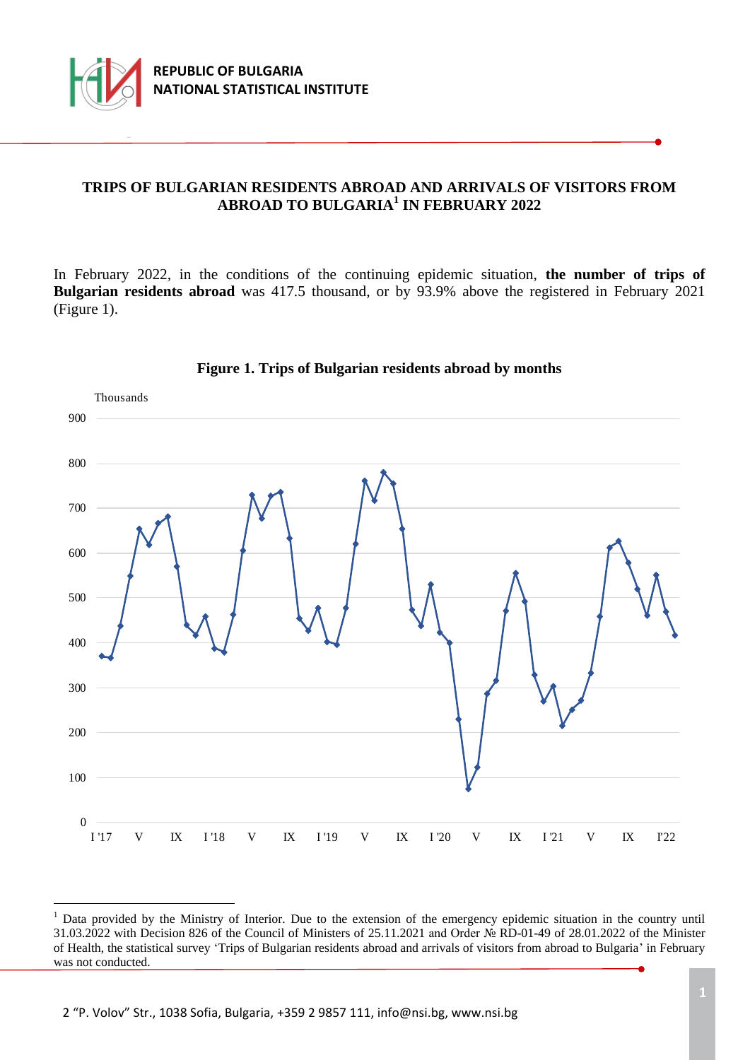# TRIPS OF BULGARIAN RESIDENTS ABROAD AND ARRIVALS OF VISITORS FROM ABROAD TO BULGARIA[1] IN FEBRUARY 2022

In February 2022, in the conditions of the continuing epidemic situation, **the number of trips of Bulgarian residents abroad** was 417.5 thousand, or by 93.9% above the registered in February 2021 (Figure 1).

**Figure 1. Trips of Bulgarian residents abroad by months**

---

[1] Data provided by the Ministry of Interior. Due to the extension of the emergency epidemic situation in the country until 31.03.2022 with Decision 826 of the Council of Ministers of 25.11.2021 and Order № RD-01-49 of 28.01.2022 of the Minister of Health, the statistical survey 'Trips of Bulgarian residents abroad and arrivals of visitors from abroad to Bulgaria' in February was not conducted.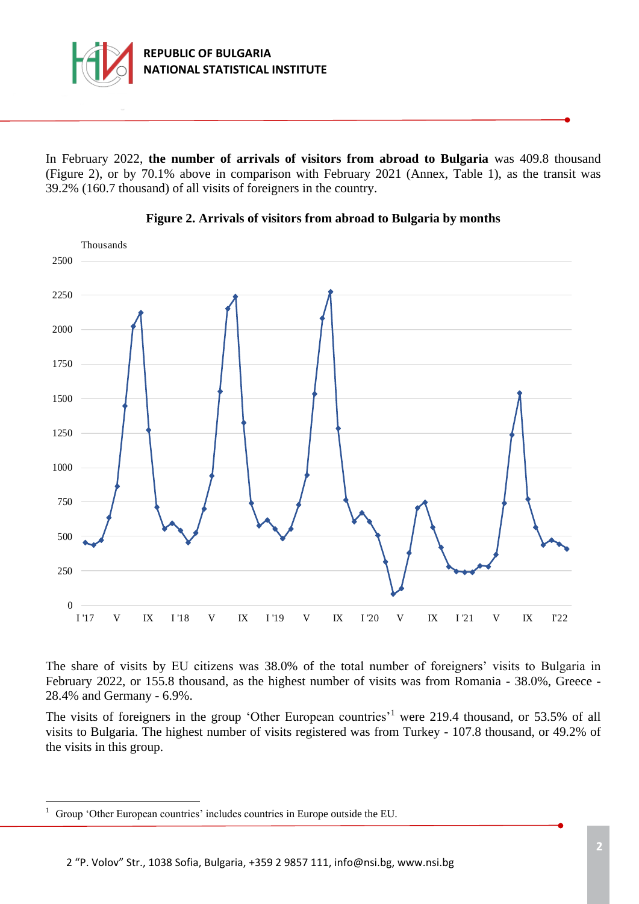In February 2022, **the number of arrivals of visitors from abroad to Bulgaria** was 409.8 thousand (Figure 2), or by 70.1% above in comparison with February 2021 (Annex, Table 1), as the transit was 39.2% (160.7 thousand) of all visits of foreigners in the country.

**Figure 2. Arrivals of visitors from abroad to Bulgaria by months**

The share of visits by EU citizens was 38.0% of the total number of foreigners' visits to Bulgaria in February 2022, or 155.8 thousand, as the highest number of visits was from Romania - 38.0%, Greece - 28.4% and Germany - 6.9%.

The visits of foreigners in the group 'Other European countries'[1] were 219.4 thousand, or 53.5% of all visits to Bulgaria. The highest number of visits registered was from Turkey - 107.8 thousand, or 49.2% of the visits in this group.

---

[1] Group 'Other European countries' includes countries in Europe outside the EU.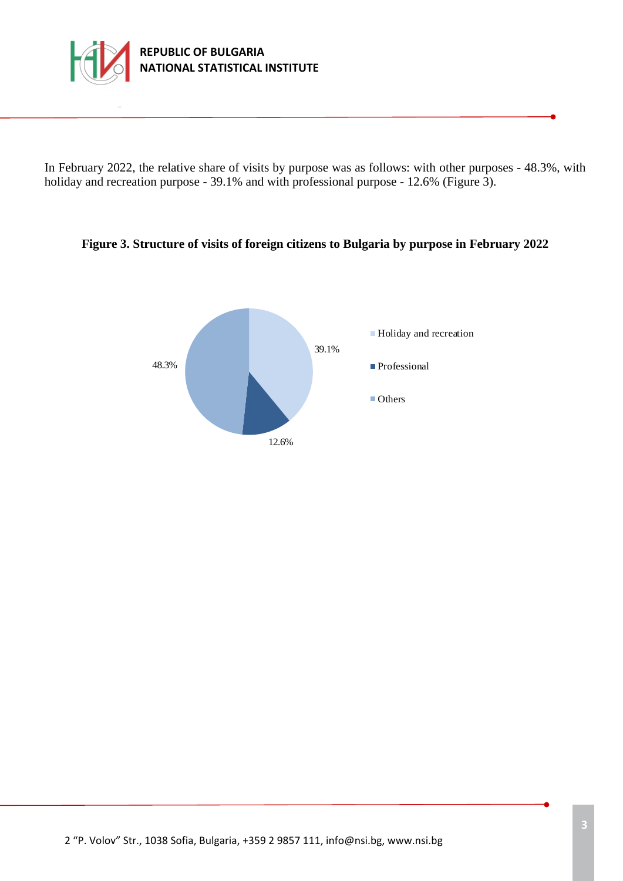In February 2022, the relative share of visits by purpose was as follows: with other purposes - 48.3%, with holiday and recreation purpose - 39.1% and with professional purpose - 12.6% (Figure 3).

**Figure 3. Structure of visits of foreign citizens to Bulgaria by purpose in February 2022**

| Purpose | Share |
|---|---|
| Holiday and recreation | 39.1% |
| Professional | 12.6% |
| Others | 48.3% |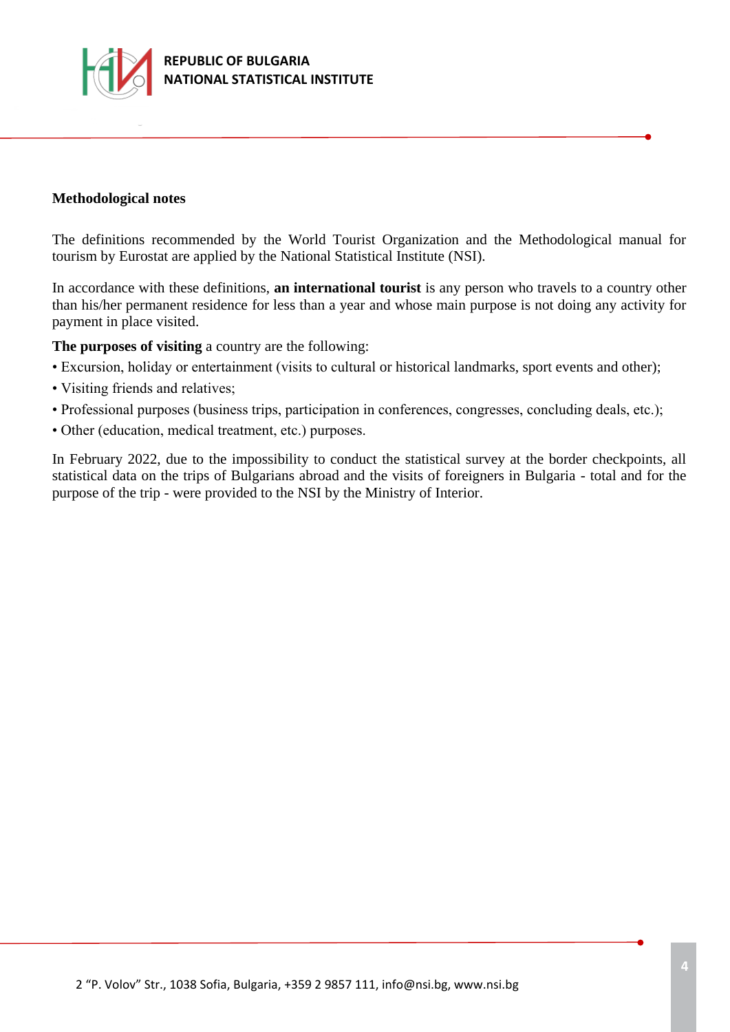**Methodological notes**

The definitions recommended by the World Tourist Organization and the Methodological manual for tourism by Eurostat are applied by the National Statistical Institute (NSI).

In accordance with these definitions, **an international tourist** is any person who travels to a country other than his/her permanent residence for less than a year and whose main purpose is not doing any activity for payment in place visited.

**The purposes of visiting** a country are the following:

- Excursion, holiday or entertainment (visits to cultural or historical landmarks, sport events and other);
- Visiting friends and relatives;
- Professional purposes (business trips, participation in conferences, congresses, concluding deals, etc.);
- Other (education, medical treatment, etc.) purposes.

In February 2022, due to the impossibility to conduct the statistical survey at the border checkpoints, all statistical data on the trips of Bulgarians abroad and the visits of foreigners in Bulgaria - total and for the purpose of the trip - were provided to the NSI by the Ministry of Interior.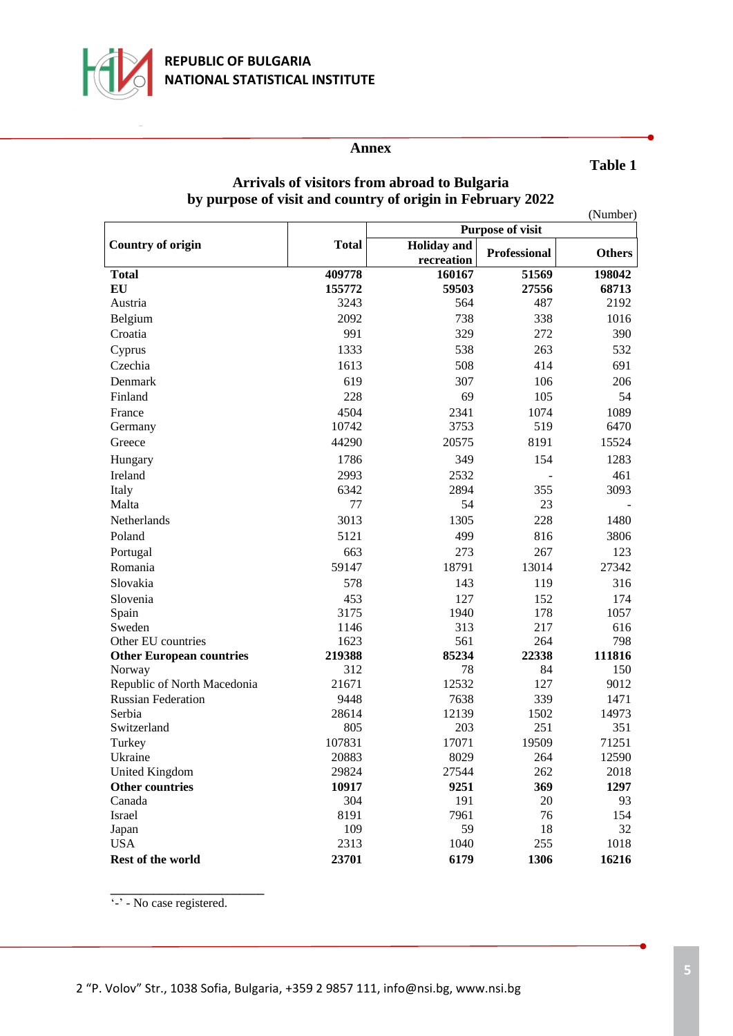REPUBLIC OF BULGARIA
NATIONAL STATISTICAL INSTITUTE

## Annex

**Table 1**

### Arrivals of visitors from abroad to Bulgaria by purpose of visit and country of origin in February 2022

(Number)

| Country of origin | Total | Purpose of visit | | |
|---|---|---|---|---|
| | | Holiday and recreation | Professional | Others |
| **Total** | **409778** | **160167** | **51569** | **198042** |
| **EU** | **155772** | **59503** | **27556** | **68713** |
| Austria | 3243 | 564 | 487 | 2192 |
| Belgium | 2092 | 738 | 338 | 1016 |
| Croatia | 991 | 329 | 272 | 390 |
| Cyprus | 1333 | 538 | 263 | 532 |
| Czechia | 1613 | 508 | 414 | 691 |
| Denmark | 619 | 307 | 106 | 206 |
| Finland | 228 | 69 | 105 | 54 |
| France | 4504 | 2341 | 1074 | 1089 |
| Germany | 10742 | 3753 | 519 | 6470 |
| Greece | 44290 | 20575 | 8191 | 15524 |
| Hungary | 1786 | 349 | 154 | 1283 |
| Ireland | 2993 | 2532 | - | 461 |
| Italy | 6342 | 2894 | 355 | 3093 |
| Malta | 77 | 54 | 23 | - |
| Netherlands | 3013 | 1305 | 228 | 1480 |
| Poland | 5121 | 499 | 816 | 3806 |
| Portugal | 663 | 273 | 267 | 123 |
| Romania | 59147 | 18791 | 13014 | 27342 |
| Slovakia | 578 | 143 | 119 | 316 |
| Slovenia | 453 | 127 | 152 | 174 |
| Spain | 3175 | 1940 | 178 | 1057 |
| Sweden | 1146 | 313 | 217 | 616 |
| Other EU countries | 1623 | 561 | 264 | 798 |
| **Other European countries** | **219388** | **85234** | **22338** | **111816** |
| Norway | 312 | 78 | 84 | 150 |
| Republic of North Macedonia | 21671 | 12532 | 127 | 9012 |
| Russian Federation | 9448 | 7638 | 339 | 1471 |
| Serbia | 28614 | 12139 | 1502 | 14973 |
| Switzerland | 805 | 203 | 251 | 351 |
| Turkey | 107831 | 17071 | 19509 | 71251 |
| Ukraine | 20883 | 8029 | 264 | 12590 |
| United Kingdom | 29824 | 27544 | 262 | 2018 |
| **Other countries** | **10917** | **9251** | **369** | **1297** |
| Canada | 304 | 191 | 20 | 93 |
| Israel | 8191 | 7961 | 76 | 154 |
| Japan | 109 | 59 | 18 | 32 |
| USA | 2313 | 1040 | 255 | 1018 |
| **Rest of the world** | **23701** | **6179** | **1306** | **16216** |

'-' - No case registered.

2 "P. Volov" Str., 1038 Sofia, Bulgaria, +359 2 9857 111, info@nsi.bg, www.nsi.bg